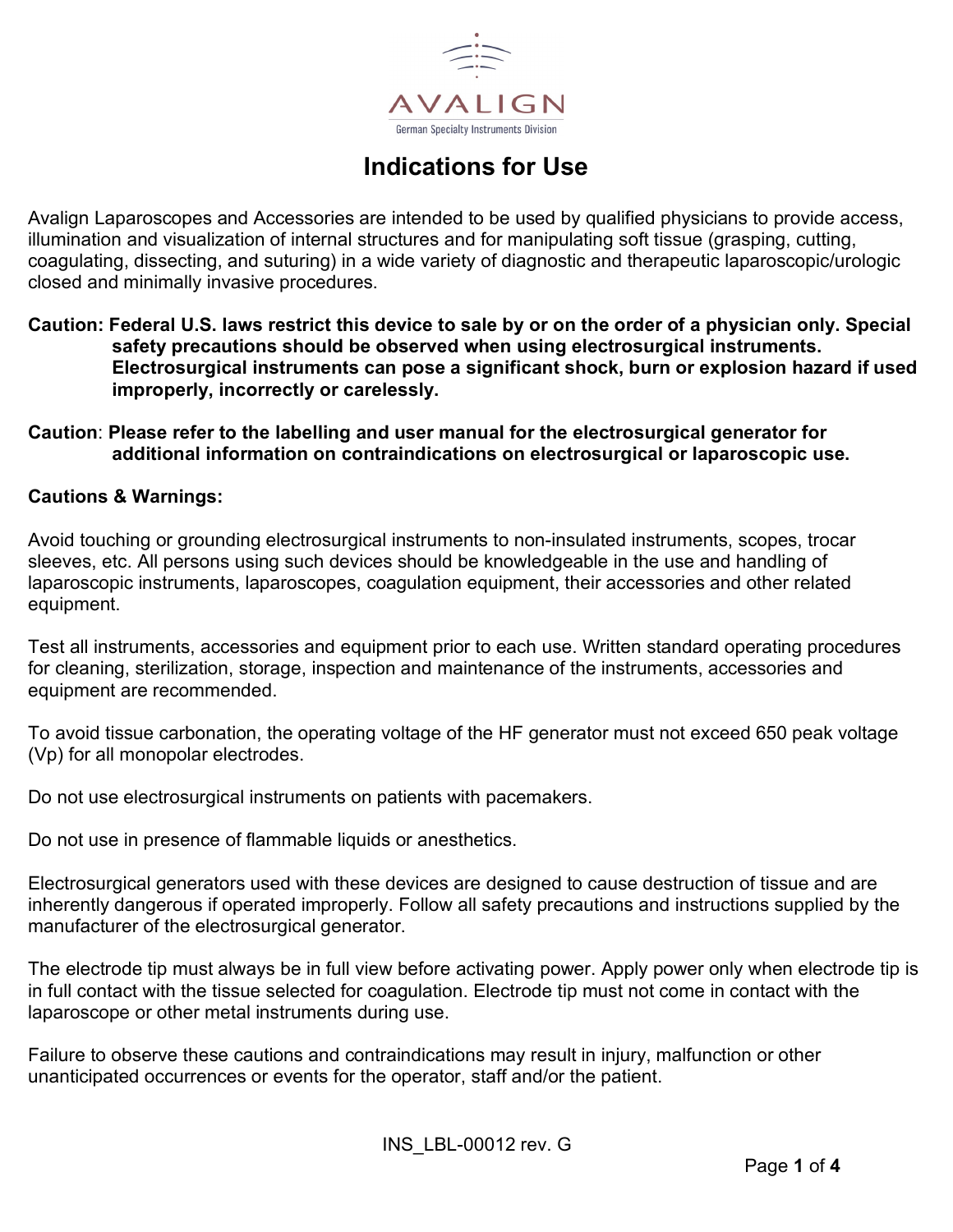AVALIGN

German Specialty Instruments Division

# Indications for Use

Avalign Laparoscopes and Accessories are intended to be used by qualified physicians to provide access, illumination and visualization of internal structures and for manipulating soft tissue (grasping, cutting, coagulating, dissecting, and suturing) in a wide variety of diagnostic and therapeutic laparoscopic/urologic closed and minimally invasive procedures.

**Caution: Federal U.S. laws restrict this device to sale by or on the order of a physician only. Special safety precautions should be observed when using electrosurgical instruments. Electrosurgical instruments can pose a significant shock, burn or explosion hazard if used improperly, incorrectly or carelessly.**

**Caution**: **Please refer to the labelling and user manual for the electrosurgical generator for additional information on contraindications on electrosurgical or laparoscopic use.**

**Cautions & Warnings:**

Avoid touching or grounding electrosurgical instruments to non-insulated instruments, scopes, trocar sleeves, etc. All persons using such devices should be knowledgeable in the use and handling of laparoscopic instruments, laparoscopes, coagulation equipment, their accessories and other related equipment.

Test all instruments, accessories and equipment prior to each use. Written standard operating procedures for cleaning, sterilization, storage, inspection and maintenance of the instruments, accessories and equipment are recommended.

To avoid tissue carbonation, the operating voltage of the HF generator must not exceed 650 peak voltage (Vp) for all monopolar electrodes.

Do not use electrosurgical instruments on patients with pacemakers.

Do not use in presence of flammable liquids or anesthetics.

Electrosurgical generators used with these devices are designed to cause destruction of tissue and are inherently dangerous if operated improperly. Follow all safety precautions and instructions supplied by the manufacturer of the electrosurgical generator.

The electrode tip must always be in full view before activating power. Apply power only when electrode tip is in full contact with the tissue selected for coagulation. Electrode tip must not come in contact with the laparoscope or other metal instruments during use.

Failure to observe these cautions and contraindications may result in injury, malfunction or other unanticipated occurrences or events for the operator, staff and/or the patient.

INS_LBL-00012 rev. G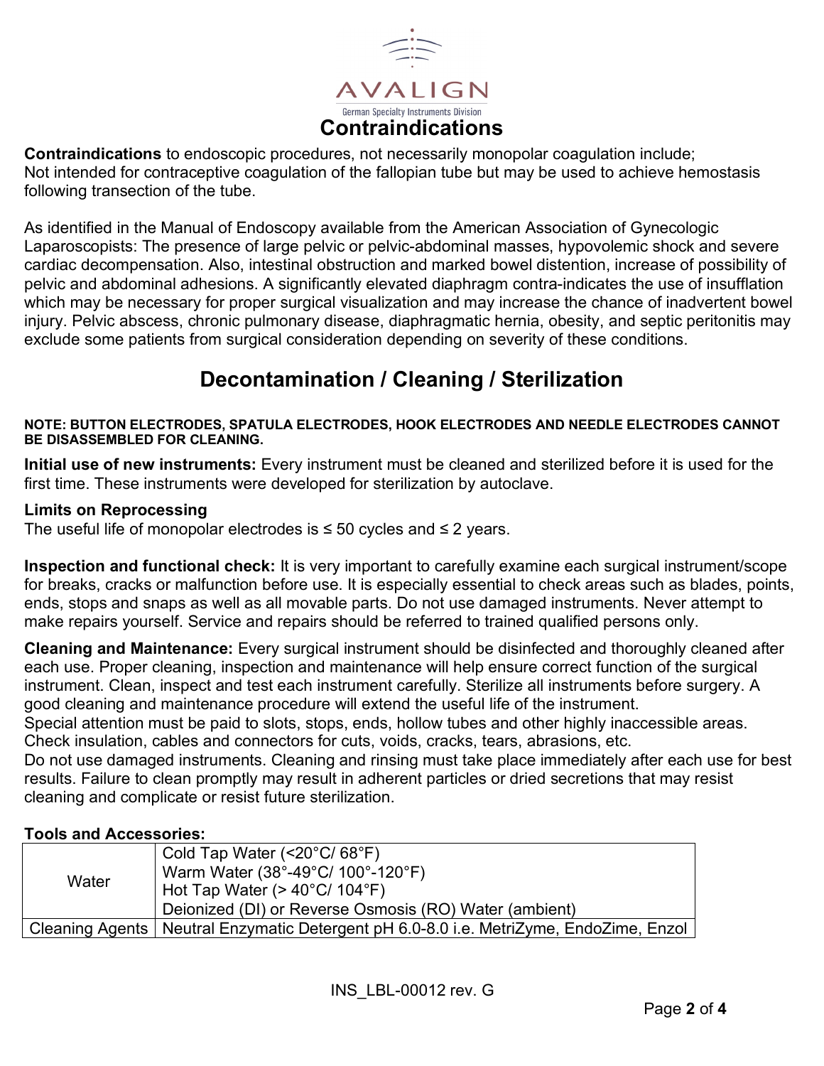# Contraindications

**Contraindications** to endoscopic procedures, not necessarily monopolar coagulation include;
Not intended for contraceptive coagulation of the fallopian tube but may be used to achieve hemostasis following transection of the tube.

As identified in the Manual of Endoscopy available from the American Association of Gynecologic Laparoscopists: The presence of large pelvic or pelvic-abdominal masses, hypovolemic shock and severe cardiac decompensation. Also, intestinal obstruction and marked bowel distention, increase of possibility of pelvic and abdominal adhesions. A significantly elevated diaphragm contra-indicates the use of insufflation which may be necessary for proper surgical visualization and may increase the chance of inadvertent bowel injury. Pelvic abscess, chronic pulmonary disease, diaphragmatic hernia, obesity, and septic peritonitis may exclude some patients from surgical consideration depending on severity of these conditions.

# Decontamination / Cleaning / Sterilization

**NOTE: BUTTON ELECTRODES, SPATULA ELECTRODES, HOOK ELECTRODES AND NEEDLE ELECTRODES CANNOT BE DISASSEMBLED FOR CLEANING.**

**Initial use of new instruments:** Every instrument must be cleaned and sterilized before it is used for the first time. These instruments were developed for sterilization by autoclave.

**Limits on Reprocessing**
The useful life of monopolar electrodes is ≤ 50 cycles and ≤ 2 years.

**Inspection and functional check:** It is very important to carefully examine each surgical instrument/scope for breaks, cracks or malfunction before use. It is especially essential to check areas such as blades, points, ends, stops and snaps as well as all movable parts. Do not use damaged instruments. Never attempt to make repairs yourself. Service and repairs should be referred to trained qualified persons only.

**Cleaning and Maintenance:** Every surgical instrument should be disinfected and thoroughly cleaned after each use. Proper cleaning, inspection and maintenance will help ensure correct function of the surgical instrument. Clean, inspect and test each instrument carefully. Sterilize all instruments before surgery. A good cleaning and maintenance procedure will extend the useful life of the instrument.
Special attention must be paid to slots, stops, ends, hollow tubes and other highly inaccessible areas. Check insulation, cables and connectors for cuts, voids, cracks, tears, abrasions, etc.
Do not use damaged instruments. Cleaning and rinsing must take place immediately after each use for best results. Failure to clean promptly may result in adherent particles or dried secretions that may resist cleaning and complicate or resist future sterilization.

**Tools and Accessories:**

| | |
|---|---|
| Water | Cold Tap Water (<20°C/ 68°F)<br>Warm Water (38°-49°C/ 100°-120°F)<br>Hot Tap Water (> 40°C/ 104°F)<br>Deionized (DI) or Reverse Osmosis (RO) Water (ambient) |
| Cleaning Agents | Neutral Enzymatic Detergent pH 6.0-8.0 i.e. MetriZyme, EndoZime, Enzol |

INS_LBL-00012 rev. G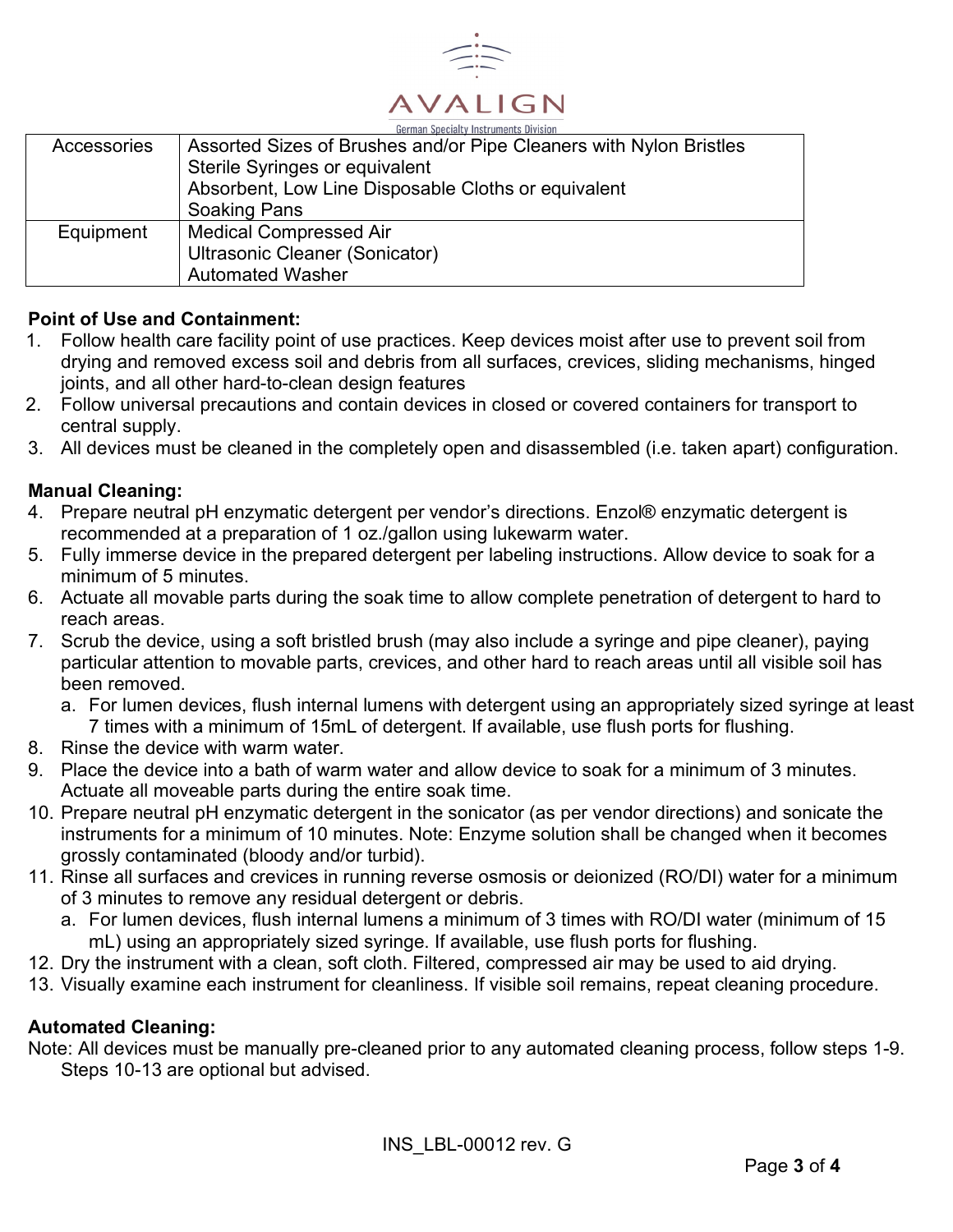| Accessories | Assorted Sizes of Brushes and/or Pipe Cleaners with Nylon Bristles<br>Sterile Syringes or equivalent<br>Absorbent, Low Line Disposable Cloths or equivalent<br>Soaking Pans |
|---|---|
| Equipment | Medical Compressed Air<br>Ultrasonic Cleaner (Sonicator)<br>Automated Washer |

**Point of Use and Containment:**

1. Follow health care facility point of use practices. Keep devices moist after use to prevent soil from drying and removed excess soil and debris from all surfaces, crevices, sliding mechanisms, hinged joints, and all other hard-to-clean design features
2. Follow universal precautions and contain devices in closed or covered containers for transport to central supply.
3. All devices must be cleaned in the completely open and disassembled (i.e. taken apart) configuration.

**Manual Cleaning:**

4. Prepare neutral pH enzymatic detergent per vendor's directions. Enzol® enzymatic detergent is recommended at a preparation of 1 oz./gallon using lukewarm water.
5. Fully immerse device in the prepared detergent per labeling instructions. Allow device to soak for a minimum of 5 minutes.
6. Actuate all movable parts during the soak time to allow complete penetration of detergent to hard to reach areas.
7. Scrub the device, using a soft bristled brush (may also include a syringe and pipe cleaner), paying particular attention to movable parts, crevices, and other hard to reach areas until all visible soil has been removed.
   a. For lumen devices, flush internal lumens with detergent using an appropriately sized syringe at least 7 times with a minimum of 15mL of detergent. If available, use flush ports for flushing.
8. Rinse the device with warm water.
9. Place the device into a bath of warm water and allow device to soak for a minimum of 3 minutes. Actuate all moveable parts during the entire soak time.
10. Prepare neutral pH enzymatic detergent in the sonicator (as per vendor directions) and sonicate the instruments for a minimum of 10 minutes. Note: Enzyme solution shall be changed when it becomes grossly contaminated (bloody and/or turbid).
11. Rinse all surfaces and crevices in running reverse osmosis or deionized (RO/DI) water for a minimum of 3 minutes to remove any residual detergent or debris.
    a. For lumen devices, flush internal lumens a minimum of 3 times with RO/DI water (minimum of 15 mL) using an appropriately sized syringe. If available, use flush ports for flushing.
12. Dry the instrument with a clean, soft cloth. Filtered, compressed air may be used to aid drying.
13. Visually examine each instrument for cleanliness. If visible soil remains, repeat cleaning procedure.

**Automated Cleaning:**

Note: All devices must be manually pre-cleaned prior to any automated cleaning process, follow steps 1-9. Steps 10-13 are optional but advised.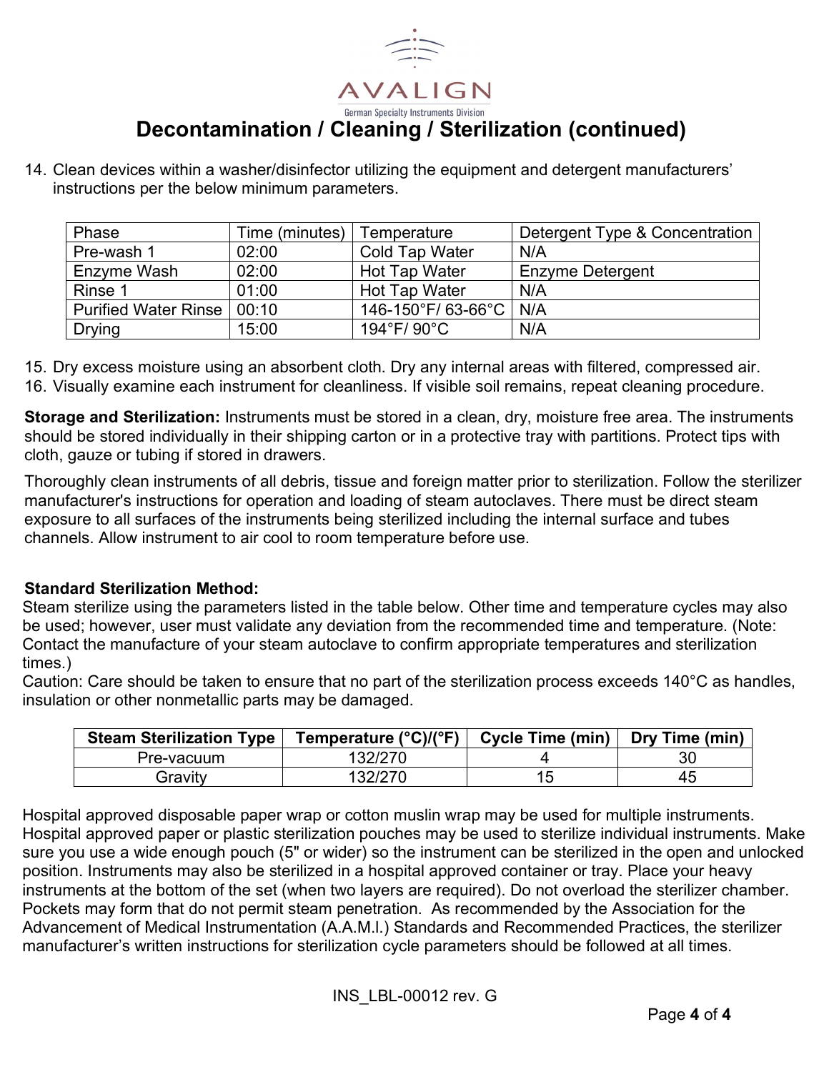# Decontamination / Cleaning / Sterilization (continued)

14. Clean devices within a washer/disinfector utilizing the equipment and detergent manufacturers' instructions per the below minimum parameters.

| Phase | Time (minutes) | Temperature | Detergent Type & Concentration |
|---|---|---|---|
| Pre-wash 1 | 02:00 | Cold Tap Water | N/A |
| Enzyme Wash | 02:00 | Hot Tap Water | Enzyme Detergent |
| Rinse 1 | 01:00 | Hot Tap Water | N/A |
| Purified Water Rinse | 00:10 | 146-150°F/ 63-66°C | N/A |
| Drying | 15:00 | 194°F/ 90°C | N/A |

15. Dry excess moisture using an absorbent cloth. Dry any internal areas with filtered, compressed air.
16. Visually examine each instrument for cleanliness. If visible soil remains, repeat cleaning procedure.

**Storage and Sterilization:** Instruments must be stored in a clean, dry, moisture free area. The instruments should be stored individually in their shipping carton or in a protective tray with partitions. Protect tips with cloth, gauze or tubing if stored in drawers.

Thoroughly clean instruments of all debris, tissue and foreign matter prior to sterilization. Follow the sterilizer manufacturer's instructions for operation and loading of steam autoclaves. There must be direct steam exposure to all surfaces of the instruments being sterilized including the internal surface and tubes channels. Allow instrument to air cool to room temperature before use.

**Standard Sterilization Method:**

Steam sterilize using the parameters listed in the table below. Other time and temperature cycles may also be used; however, user must validate any deviation from the recommended time and temperature. (Note: Contact the manufacture of your steam autoclave to confirm appropriate temperatures and sterilization times.)

Caution: Care should be taken to ensure that no part of the sterilization process exceeds 140°C as handles, insulation or other nonmetallic parts may be damaged.

| Steam Sterilization Type | Temperature (°C)/(°F) | Cycle Time (min) | Dry Time (min) |
|---|---|---|---|
| Pre-vacuum | 132/270 | 4 | 30 |
| Gravity | 132/270 | 15 | 45 |

Hospital approved disposable paper wrap or cotton muslin wrap may be used for multiple instruments. Hospital approved paper or plastic sterilization pouches may be used to sterilize individual instruments. Make sure you use a wide enough pouch (5" or wider) so the instrument can be sterilized in the open and unlocked position. Instruments may also be sterilized in a hospital approved container or tray. Place your heavy instruments at the bottom of the set (when two layers are required). Do not overload the sterilizer chamber. Pockets may form that do not permit steam penetration. As recommended by the Association for the Advancement of Medical Instrumentation (A.A.M.I.) Standards and Recommended Practices, the sterilizer manufacturer's written instructions for sterilization cycle parameters should be followed at all times.

INS_LBL-00012 rev. G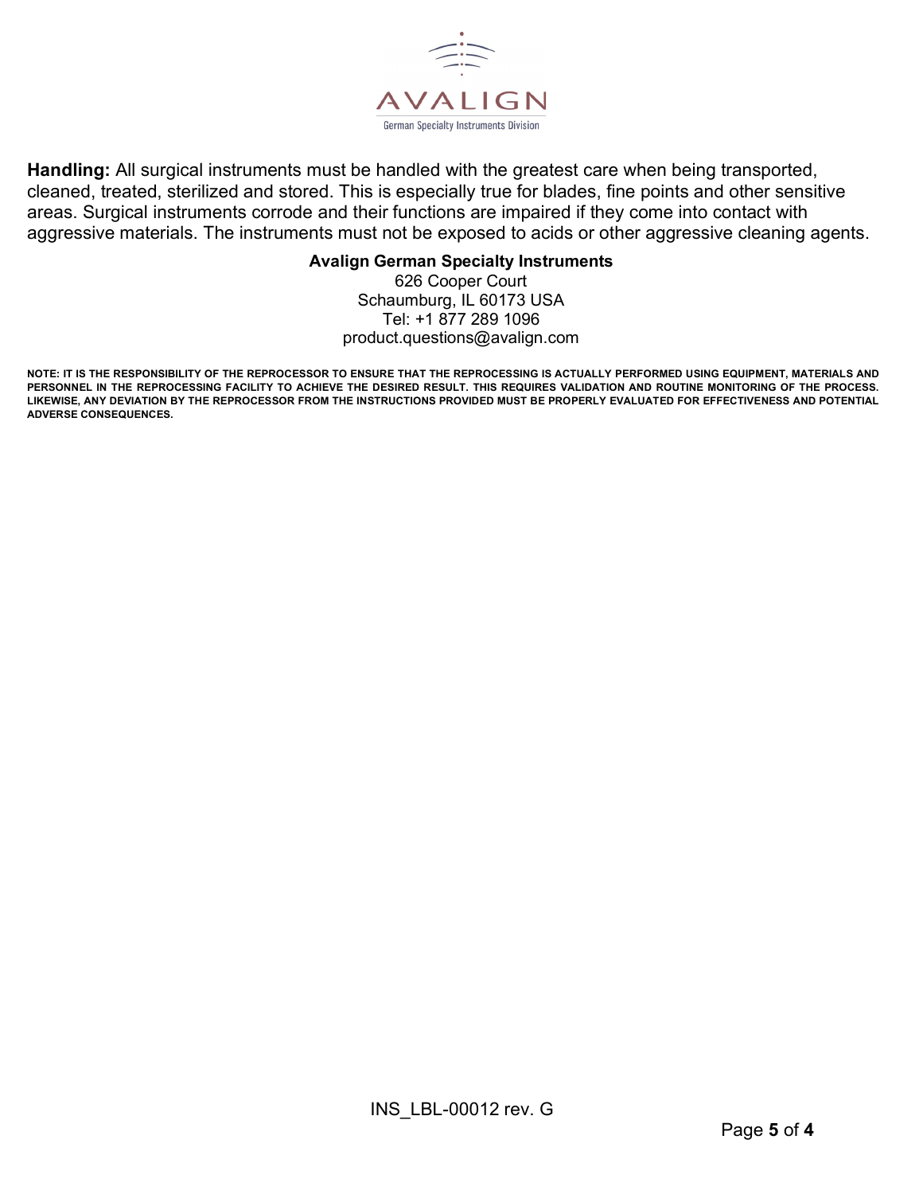**Handling:** All surgical instruments must be handled with the greatest care when being transported, cleaned, treated, sterilized and stored. This is especially true for blades, fine points and other sensitive areas. Surgical instruments corrode and their functions are impaired if they come into contact with aggressive materials. The instruments must not be exposed to acids or other aggressive cleaning agents.

**Avalign German Specialty Instruments**
626 Cooper Court
Schaumburg, IL 60173 USA
Tel: +1 877 289 1096
product.questions@avalign.com

**NOTE: IT IS THE RESPONSIBILITY OF THE REPROCESSOR TO ENSURE THAT THE REPROCESSING IS ACTUALLY PERFORMED USING EQUIPMENT, MATERIALS AND PERSONNEL IN THE REPROCESSING FACILITY TO ACHIEVE THE DESIRED RESULT. THIS REQUIRES VALIDATION AND ROUTINE MONITORING OF THE PROCESS. LIKEWISE, ANY DEVIATION BY THE REPROCESSOR FROM THE INSTRUCTIONS PROVIDED MUST BE PROPERLY EVALUATED FOR EFFECTIVENESS AND POTENTIAL ADVERSE CONSEQUENCES.**